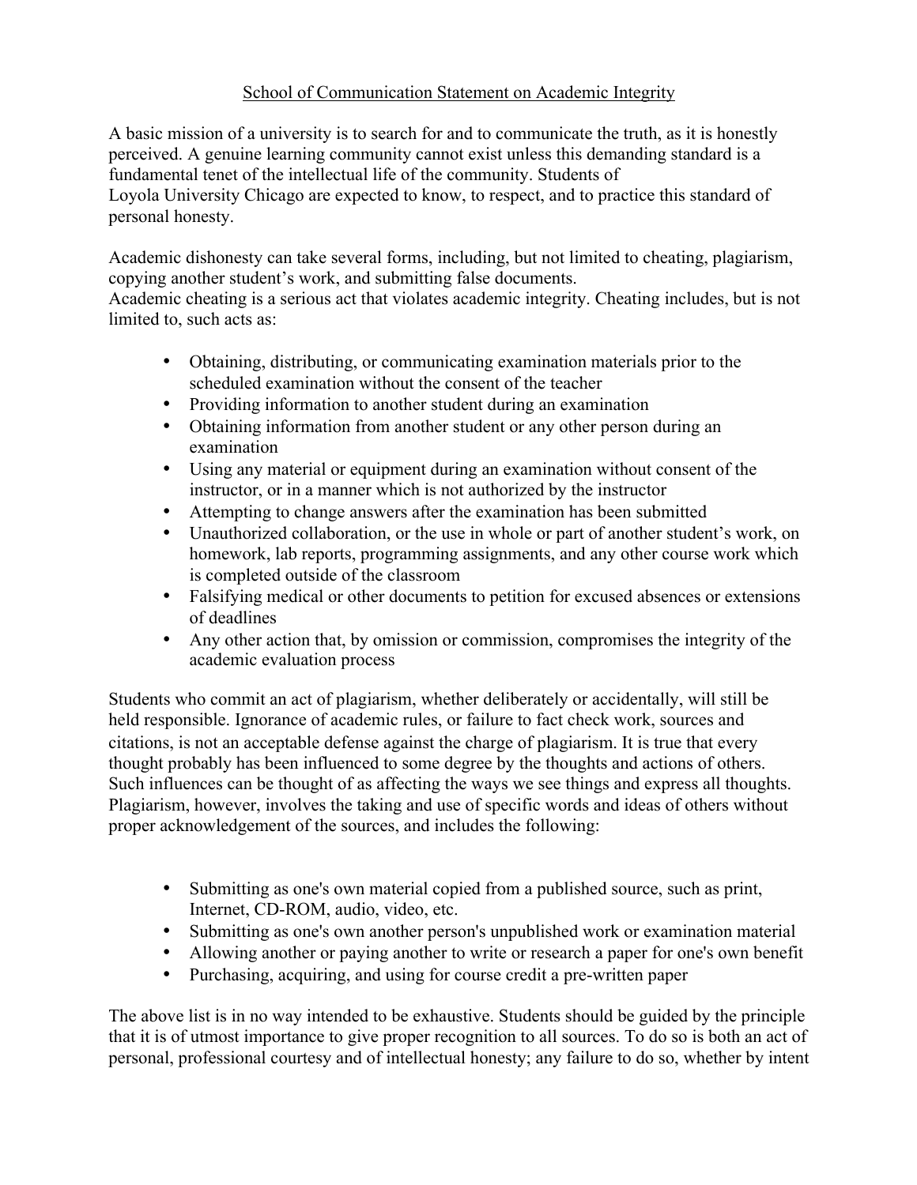# School of Communication Statement on Academic Integrity

A basic mission of a university is to search for and to communicate the truth, as it is honestly perceived. A genuine learning community cannot exist unless this demanding standard is a fundamental tenet of the intellectual life of the community. Students of Loyola University Chicago are expected to know, to respect, and to practice this standard of personal honesty.

Academic dishonesty can take several forms, including, but not limited to cheating, plagiarism, copying another student's work, and submitting false documents.
Academic cheating is a serious act that violates academic integrity. Cheating includes, but is not limited to, such acts as:

- Obtaining, distributing, or communicating examination materials prior to the scheduled examination without the consent of the teacher
- Providing information to another student during an examination
- Obtaining information from another student or any other person during an examination
- Using any material or equipment during an examination without consent of the instructor, or in a manner which is not authorized by the instructor
- Attempting to change answers after the examination has been submitted
- Unauthorized collaboration, or the use in whole or part of another student's work, on homework, lab reports, programming assignments, and any other course work which is completed outside of the classroom
- Falsifying medical or other documents to petition for excused absences or extensions of deadlines
- Any other action that, by omission or commission, compromises the integrity of the academic evaluation process

Students who commit an act of plagiarism, whether deliberately or accidentally, will still be held responsible. Ignorance of academic rules, or failure to fact check work, sources and citations, is not an acceptable defense against the charge of plagiarism. It is true that every thought probably has been influenced to some degree by the thoughts and actions of others. Such influences can be thought of as affecting the ways we see things and express all thoughts. Plagiarism, however, involves the taking and use of specific words and ideas of others without proper acknowledgement of the sources, and includes the following:

- Submitting as one's own material copied from a published source, such as print, Internet, CD-ROM, audio, video, etc.
- Submitting as one's own another person's unpublished work or examination material
- Allowing another or paying another to write or research a paper for one's own benefit
- Purchasing, acquiring, and using for course credit a pre-written paper

The above list is in no way intended to be exhaustive. Students should be guided by the principle that it is of utmost importance to give proper recognition to all sources. To do so is both an act of personal, professional courtesy and of intellectual honesty; any failure to do so, whether by intent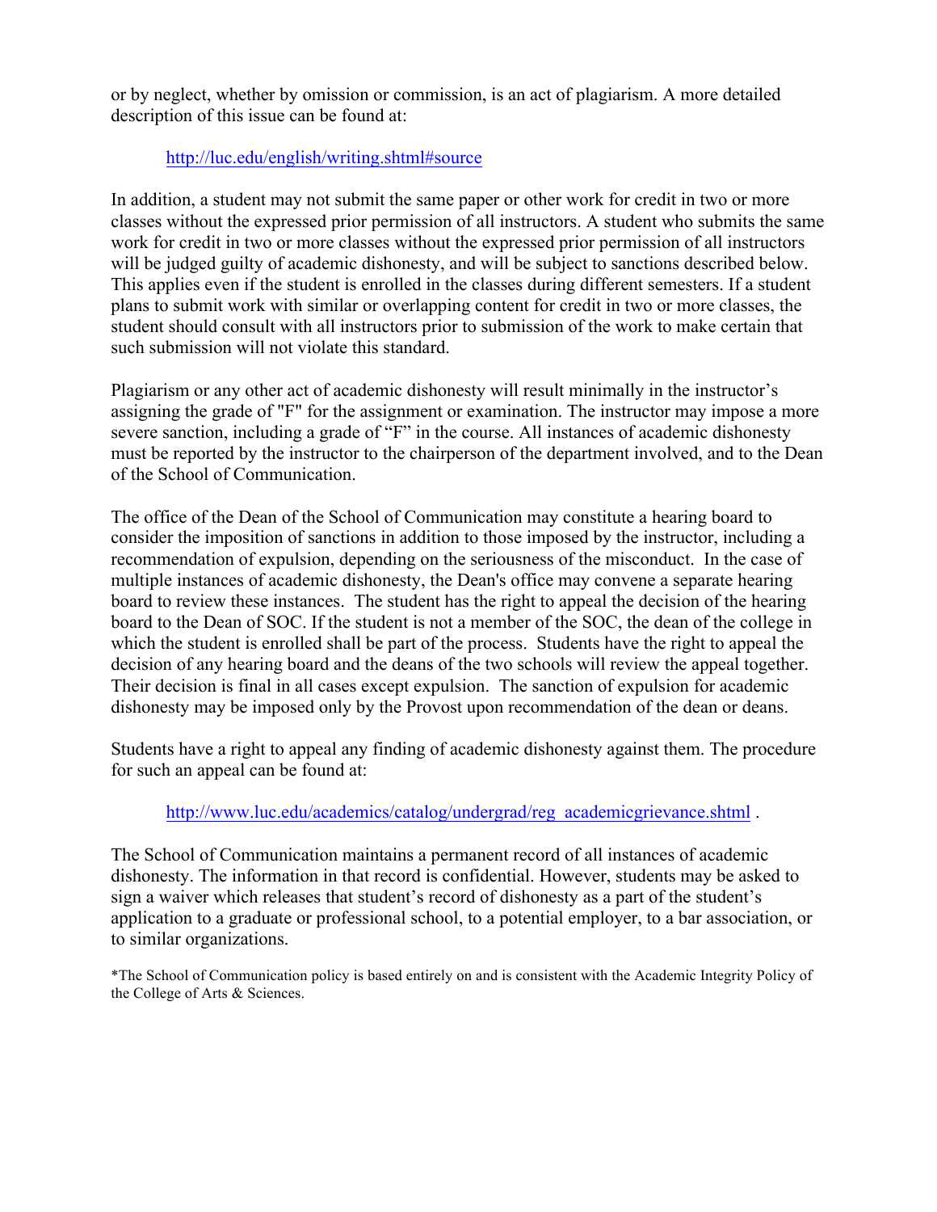or by neglect, whether by omission or commission, is an act of plagiarism. A more detailed description of this issue can be found at:

http://luc.edu/english/writing.shtml#source

In addition, a student may not submit the same paper or other work for credit in two or more classes without the expressed prior permission of all instructors. A student who submits the same work for credit in two or more classes without the expressed prior permission of all instructors will be judged guilty of academic dishonesty, and will be subject to sanctions described below. This applies even if the student is enrolled in the classes during different semesters. If a student plans to submit work with similar or overlapping content for credit in two or more classes, the student should consult with all instructors prior to submission of the work to make certain that such submission will not violate this standard.

Plagiarism or any other act of academic dishonesty will result minimally in the instructor's assigning the grade of "F" for the assignment or examination. The instructor may impose a more severe sanction, including a grade of "F" in the course. All instances of academic dishonesty must be reported by the instructor to the chairperson of the department involved, and to the Dean of the School of Communication.

The office of the Dean of the School of Communication may constitute a hearing board to consider the imposition of sanctions in addition to those imposed by the instructor, including a recommendation of expulsion, depending on the seriousness of the misconduct. In the case of multiple instances of academic dishonesty, the Dean's office may convene a separate hearing board to review these instances. The student has the right to appeal the decision of the hearing board to the Dean of SOC. If the student is not a member of the SOC, the dean of the college in which the student is enrolled shall be part of the process. Students have the right to appeal the decision of any hearing board and the deans of the two schools will review the appeal together. Their decision is final in all cases except expulsion. The sanction of expulsion for academic dishonesty may be imposed only by the Provost upon recommendation of the dean or deans.

Students have a right to appeal any finding of academic dishonesty against them. The procedure for such an appeal can be found at:

http://www.luc.edu/academics/catalog/undergrad/reg_academicgrievance.shtml .

The School of Communication maintains a permanent record of all instances of academic dishonesty. The information in that record is confidential. However, students may be asked to sign a waiver which releases that student's record of dishonesty as a part of the student's application to a graduate or professional school, to a potential employer, to a bar association, or to similar organizations.

*The School of Communication policy is based entirely on and is consistent with the Academic Integrity Policy of the College of Arts & Sciences.